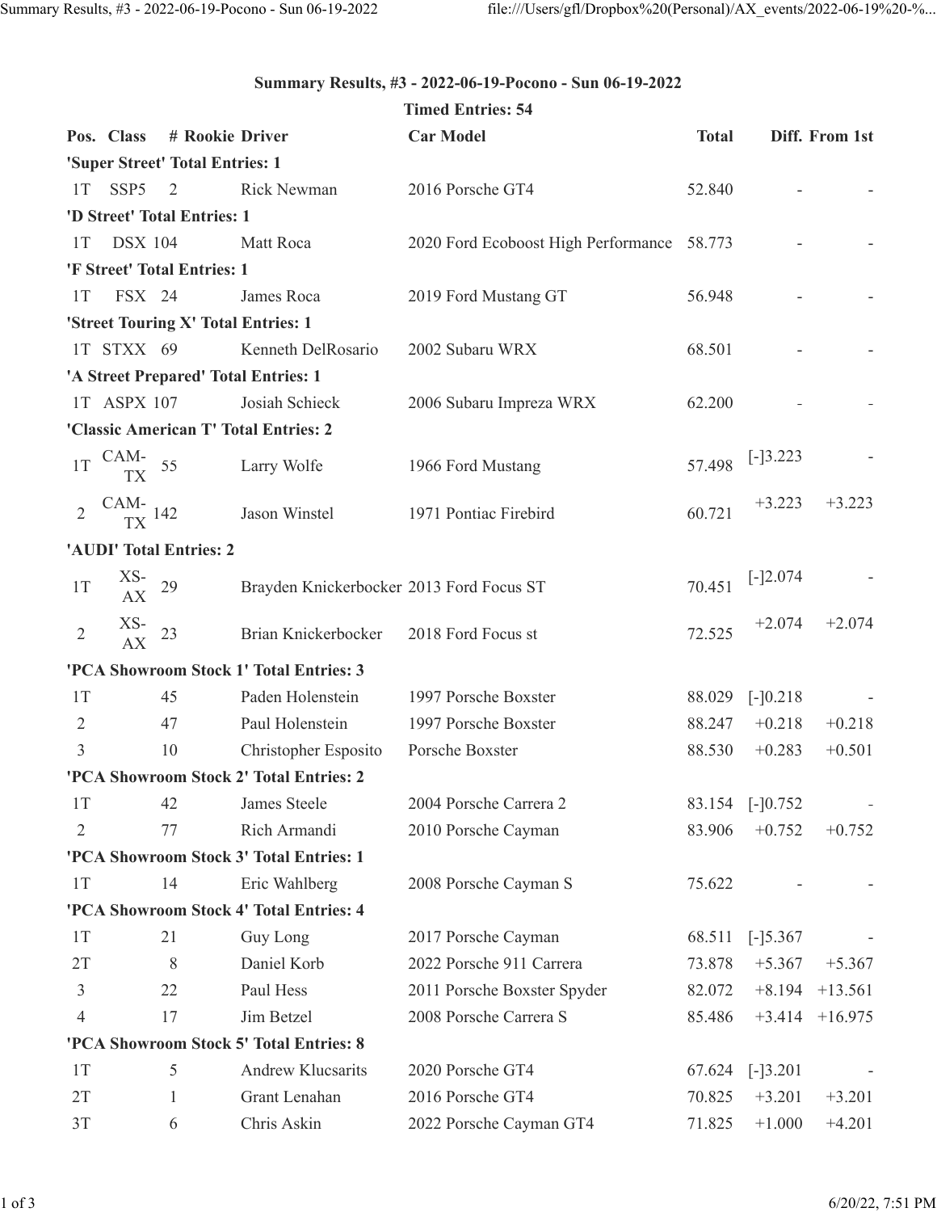**Summary Results, #3 - 2022-06-19-Pocono - Sun 06-19-2022**

**Timed Entries: 54**

| Pos. | Class | # | Rookie | Driver | Car Model | Total | Diff. | From 1st |
|---|---|---|---|---|---|---|---|---|
| **'Super Street' Total Entries: 1** | | | | | | | | |
| 1T | SSP5 | 2 | | Rick Newman | 2016 Porsche GT4 | 52.840 | - | - |
| **'D Street' Total Entries: 1** | | | | | | | | |
| 1T | DSX | 104 | | Matt Roca | 2020 Ford Ecoboost High Performance | 58.773 | - | - |
| **'F Street' Total Entries: 1** | | | | | | | | |
| 1T | FSX | 24 | | James Roca | 2019 Ford Mustang GT | 56.948 | - | - |
| **'Street Touring X' Total Entries: 1** | | | | | | | | |
| 1T | STXX | 69 | | Kenneth DelRosario | 2002 Subaru WRX | 68.501 | - | - |
| **'A Street Prepared' Total Entries: 1** | | | | | | | | |
| 1T | ASPX | 107 | | Josiah Schieck | 2006 Subaru Impreza WRX | 62.200 | - | - |
| **'Classic American T' Total Entries: 2** | | | | | | | | |
| 1T | CAM-TX | 55 | | Larry Wolfe | 1966 Ford Mustang | 57.498 | [-]3.223 | - |
| 2 | CAM-TX | 142 | | Jason Winstel | 1971 Pontiac Firebird | 60.721 | +3.223 | +3.223 |
| **'AUDI' Total Entries: 2** | | | | | | | | |
| 1T | XS-AX | 29 | | Brayden Knickerbocker | 2013 Ford Focus ST | 70.451 | [-]2.074 | - |
| 2 | XS-AX | 23 | | Brian Knickerbocker | 2018 Ford Focus st | 72.525 | +2.074 | +2.074 |
| **'PCA Showroom Stock 1' Total Entries: 3** | | | | | | | | |
| 1T | | 45 | | Paden Holenstein | 1997 Porsche Boxster | 88.029 | [-]0.218 | - |
| 2 | | 47 | | Paul Holenstein | 1997 Porsche Boxster | 88.247 | +0.218 | +0.218 |
| 3 | | 10 | | Christopher Esposito | Porsche Boxster | 88.530 | +0.283 | +0.501 |
| **'PCA Showroom Stock 2' Total Entries: 2** | | | | | | | | |
| 1T | | 42 | | James Steele | 2004 Porsche Carrera 2 | 83.154 | [-]0.752 | - |
| 2 | | 77 | | Rich Armandi | 2010 Porsche Cayman | 83.906 | +0.752 | +0.752 |
| **'PCA Showroom Stock 3' Total Entries: 1** | | | | | | | | |
| 1T | | 14 | | Eric Wahlberg | 2008 Porsche Cayman S | 75.622 | - | - |
| **'PCA Showroom Stock 4' Total Entries: 4** | | | | | | | | |
| 1T | | 21 | | Guy Long | 2017 Porsche Cayman | 68.511 | [-]5.367 | - |
| 2T | | 8 | | Daniel Korb | 2022 Porsche 911 Carrera | 73.878 | +5.367 | +5.367 |
| 3 | | 22 | | Paul Hess | 2011 Porsche Boxster Spyder | 82.072 | +8.194 | +13.561 |
| 4 | | 17 | | Jim Betzel | 2008 Porsche Carrera S | 85.486 | +3.414 | +16.975 |
| **'PCA Showroom Stock 5' Total Entries: 8** | | | | | | | | |
| 1T | | 5 | | Andrew Klucsarits | 2020 Porsche GT4 | 67.624 | [-]3.201 | - |
| 2T | | 1 | | Grant Lenahan | 2016 Porsche GT4 | 70.825 | +3.201 | +3.201 |
| 3T | | 6 | | Chris Askin | 2022 Porsche Cayman GT4 | 71.825 | +1.000 | +4.201 |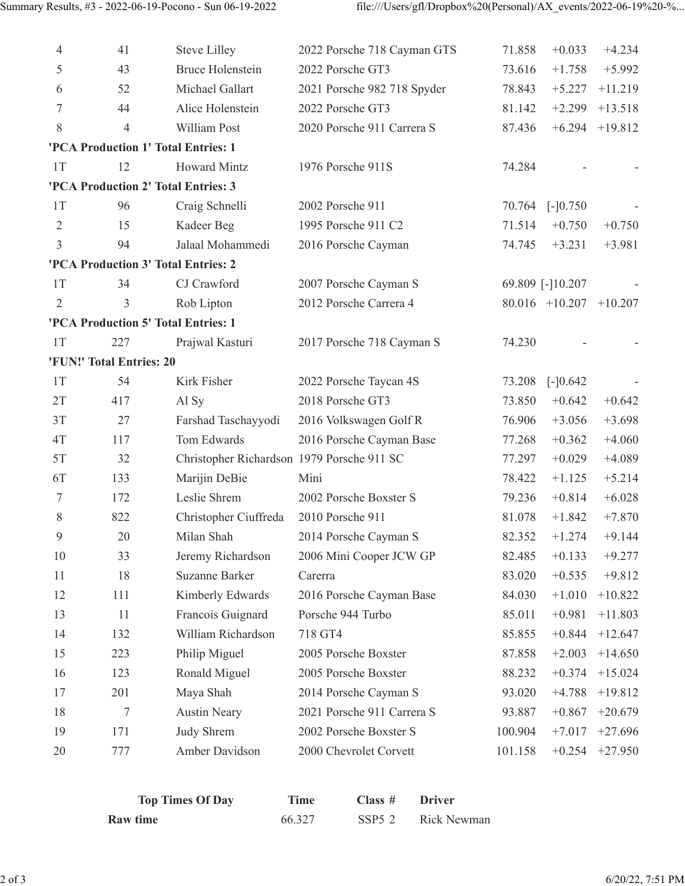| Pos | # | Driver | Car | Time | Diff | From 1st |
|---|---|---|---|---|---|---|
| 4 | 41 | Steve Lilley | 2022 Porsche 718 Cayman GTS | 71.858 | +0.033 | +4.234 |
| 5 | 43 | Bruce Holenstein | 2022 Porsche GT3 | 73.616 | +1.758 | +5.992 |
| 6 | 52 | Michael Gallart | 2021 Porsche 982 718 Spyder | 78.843 | +5.227 | +11.219 |
| 7 | 44 | Alice Holenstein | 2022 Porsche GT3 | 81.142 | +2.299 | +13.518 |
| 8 | 4 | William Post | 2020 Porsche 911 Carrera S | 87.436 | +6.294 | +19.812 |
| **'PCA Production 1' Total Entries: 1** | | | | | | |
| 1T | 12 | Howard Mintz | 1976 Porsche 911S | 74.284 | - | - |
| **'PCA Production 2' Total Entries: 3** | | | | | | |
| 1T | 96 | Craig Schnelli | 2002 Porsche 911 | 70.764 | [-]0.750 | - |
| 2 | 15 | Kadeer Beg | 1995 Porsche 911 C2 | 71.514 | +0.750 | +0.750 |
| 3 | 94 | Jalaal Mohammedi | 2016 Porsche Cayman | 74.745 | +3.231 | +3.981 |
| **'PCA Production 3' Total Entries: 2** | | | | | | |
| 1T | 34 | CJ Crawford | 2007 Porsche Cayman S | 69.809 | [-]10.207 | - |
| 2 | 3 | Rob Lipton | 2012 Porsche Carrera 4 | 80.016 | +10.207 | +10.207 |
| **'PCA Production 5' Total Entries: 1** | | | | | | |
| 1T | 227 | Prajwal Kasturi | 2017 Porsche 718 Cayman S | 74.230 | - | - |
| **'FUN!' Total Entries: 20** | | | | | | |
| 1T | 54 | Kirk Fisher | 2022 Porsche Taycan 4S | 73.208 | [-]0.642 | - |
| 2T | 417 | Al Sy | 2018 Porsche GT3 | 73.850 | +0.642 | +0.642 |
| 3T | 27 | Farshad Taschayyodi | 2016 Volkswagen Golf R | 76.906 | +3.056 | +3.698 |
| 4T | 117 | Tom Edwards | 2016 Porsche Cayman Base | 77.268 | +0.362 | +4.060 |
| 5T | 32 | Christopher Richardson | 1979 Porsche 911 SC | 77.297 | +0.029 | +4.089 |
| 6T | 133 | Marijin DeBie | Mini | 78.422 | +1.125 | +5.214 |
| 7 | 172 | Leslie Shrem | 2002 Porsche Boxster S | 79.236 | +0.814 | +6.028 |
| 8 | 822 | Christopher Ciuffreda | 2010 Porsche 911 | 81.078 | +1.842 | +7.870 |
| 9 | 20 | Milan Shah | 2014 Porsche Cayman S | 82.352 | +1.274 | +9.144 |
| 10 | 33 | Jeremy Richardson | 2006 Mini Cooper JCW GP | 82.485 | +0.133 | +9.277 |
| 11 | 18 | Suzanne Barker | Carerra | 83.020 | +0.535 | +9.812 |
| 12 | 111 | Kimberly Edwards | 2016 Porsche Cayman Base | 84.030 | +1.010 | +10.822 |
| 13 | 11 | Francois Guignard | Porsche 944 Turbo | 85.011 | +0.981 | +11.803 |
| 14 | 132 | William Richardson | 718 GT4 | 85.855 | +0.844 | +12.647 |
| 15 | 223 | Philip Miguel | 2005 Porsche Boxster | 87.858 | +2.003 | +14.650 |
| 16 | 123 | Ronald Miguel | 2005 Porsche Boxster | 88.232 | +0.374 | +15.024 |
| 17 | 201 | Maya Shah | 2014 Porsche Cayman S | 93.020 | +4.788 | +19.812 |
| 18 | 7 | Austin Neary | 2021 Porsche 911 Carrera S | 93.887 | +0.867 | +20.679 |
| 19 | 171 | Judy Shrem | 2002 Porsche Boxster S | 100.904 | +7.017 | +27.696 |
| 20 | 777 | Amber Davidson | 2000 Chevrolet Corvett | 101.158 | +0.254 | +27.950 |

| Top Times Of Day | Time | Class # | Driver |
|---|---|---|---|
| **Raw time** | 66.327 | SSP5 2 | Rick Newman |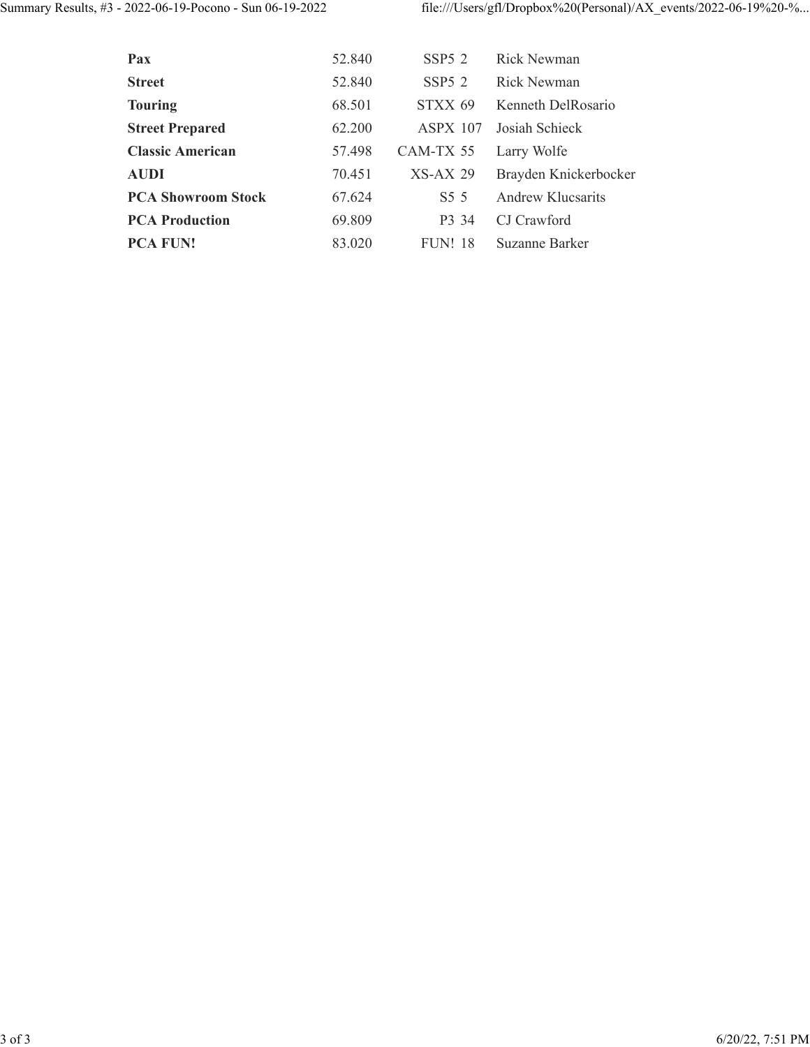| | | | |
|---|---|---|---|
| **Pax** | 52.840 | SSP5 2 | Rick Newman |
| **Street** | 52.840 | SSP5 2 | Rick Newman |
| **Touring** | 68.501 | STXX 69 | Kenneth DelRosario |
| **Street Prepared** | 62.200 | ASPX 107 | Josiah Schieck |
| **Classic American** | 57.498 | CAM-TX 55 | Larry Wolfe |
| **AUDI** | 70.451 | XS-AX 29 | Brayden Knickerbocker |
| **PCA Showroom Stock** | 67.624 | S5 5 | Andrew Klucsarits |
| **PCA Production** | 69.809 | P3 34 | CJ Crawford |
| **PCA FUN!** | 83.020 | FUN! 18 | Suzanne Barker |